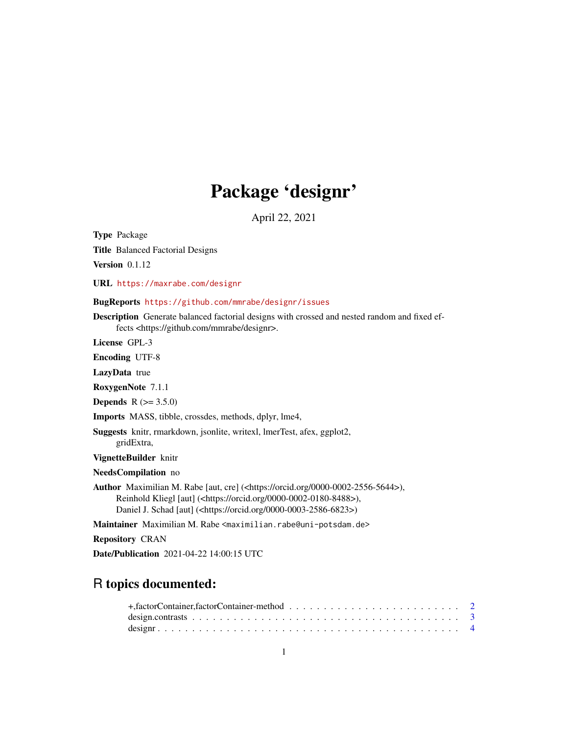# Package 'designr'

April 22, 2021

**Type** Package

**Title** Balanced Factorial Designs

**Version** 0.1.12

**URL** https://maxrabe.com/designr

**BugReports** https://github.com/mmrabe/designr/issues

**Description** Generate balanced factorial designs with crossed and nested random and fixed effects <https://github.com/mmrabe/designr>.

**License** GPL-3

**Encoding** UTF-8

**LazyData** true

**RoxygenNote** 7.1.1

**Depends** R (>= 3.5.0)

**Imports** MASS, tibble, crossdes, methods, dplyr, lme4,

**Suggests** knitr, rmarkdown, jsonlite, writexl, lmerTest, afex, ggplot2, gridExtra,

**VignetteBuilder** knitr

**NeedsCompilation** no

**Author** Maximilian M. Rabe [aut, cre] (<https://orcid.org/0000-0002-2556-5644>), Reinhold Kliegl [aut] (<https://orcid.org/0000-0002-0180-8488>), Daniel J. Schad [aut] (<https://orcid.org/0000-0003-2586-6823>)

**Maintainer** Maximilian M. Rabe <maximilian.rabe@uni-potsdam.de>

**Repository** CRAN

**Date/Publication** 2021-04-22 14:00:15 UTC

## R topics documented:

+,factorContainer,factorContainer-method . . . . . . . . . . . . . . . . . . . . . . . . . 2
design.contrasts . . . . . . . . . . . . . . . . . . . . . . . . . . . . . . . . . . . . . . 3
designr . . . . . . . . . . . . . . . . . . . . . . . . . . . . . . . . . . . . . . . . . . . 4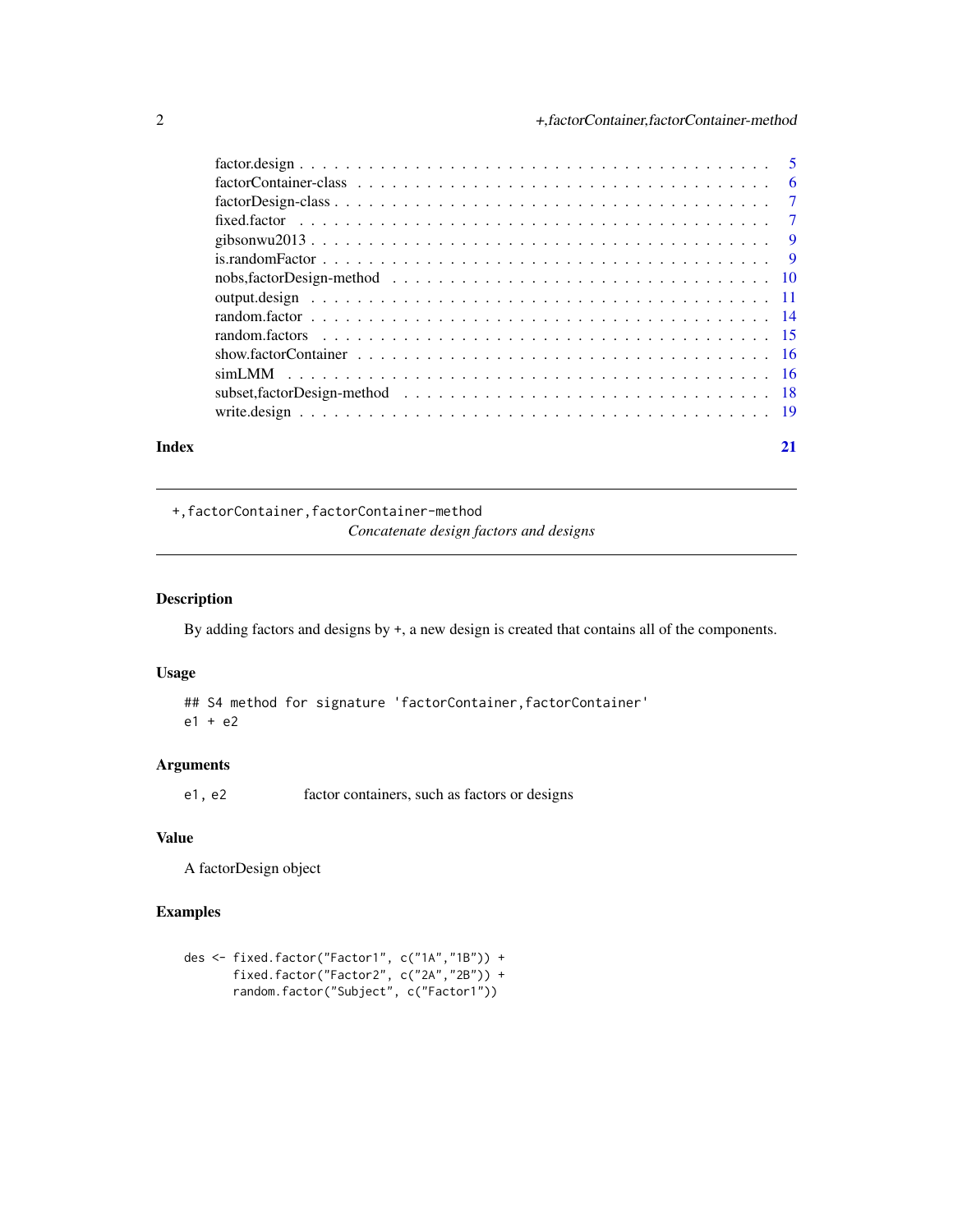factor.design . . . . . . . . . . . . . . . . . . . . . . . . . . . . . . . . . . . . . . . 5
factorContainer-class . . . . . . . . . . . . . . . . . . . . . . . . . . . . . . . . . . . 6
factorDesign-class . . . . . . . . . . . . . . . . . . . . . . . . . . . . . . . . . . . . 7
fixed.factor . . . . . . . . . . . . . . . . . . . . . . . . . . . . . . . . . . . . . . . . 7
gibsonwu2013 . . . . . . . . . . . . . . . . . . . . . . . . . . . . . . . . . . . . . . . 9
is.randomFactor . . . . . . . . . . . . . . . . . . . . . . . . . . . . . . . . . . . . . . 9
nobs,factorDesign-method . . . . . . . . . . . . . . . . . . . . . . . . . . . . . . . . 10
output.design . . . . . . . . . . . . . . . . . . . . . . . . . . . . . . . . . . . . . . . 11
random.factor . . . . . . . . . . . . . . . . . . . . . . . . . . . . . . . . . . . . . . . 14
random.factors . . . . . . . . . . . . . . . . . . . . . . . . . . . . . . . . . . . . . . 15
show.factorContainer . . . . . . . . . . . . . . . . . . . . . . . . . . . . . . . . . . . 16
simLMM . . . . . . . . . . . . . . . . . . . . . . . . . . . . . . . . . . . . . . . . . . 16
subset,factorDesign-method . . . . . . . . . . . . . . . . . . . . . . . . . . . . . . . 18
write.design . . . . . . . . . . . . . . . . . . . . . . . . . . . . . . . . . . . . . . . 19

**Index** **21**

---

`+,factorContainer,factorContainer-method`

*Concatenate design factors and designs*

---

## Description

By adding factors and designs by +, a new design is created that contains all of the components.

## Usage

```
## S4 method for signature 'factorContainer,factorContainer'
e1 + e2
```

## Arguments

| | |
|---|---|
| `e1, e2` | factor containers, such as factors or designs |

## Value

A factorDesign object

## Examples

```
des <- fixed.factor("Factor1", c("1A","1B")) +
       fixed.factor("Factor2", c("2A","2B")) +
       random.factor("Subject", c("Factor1"))
```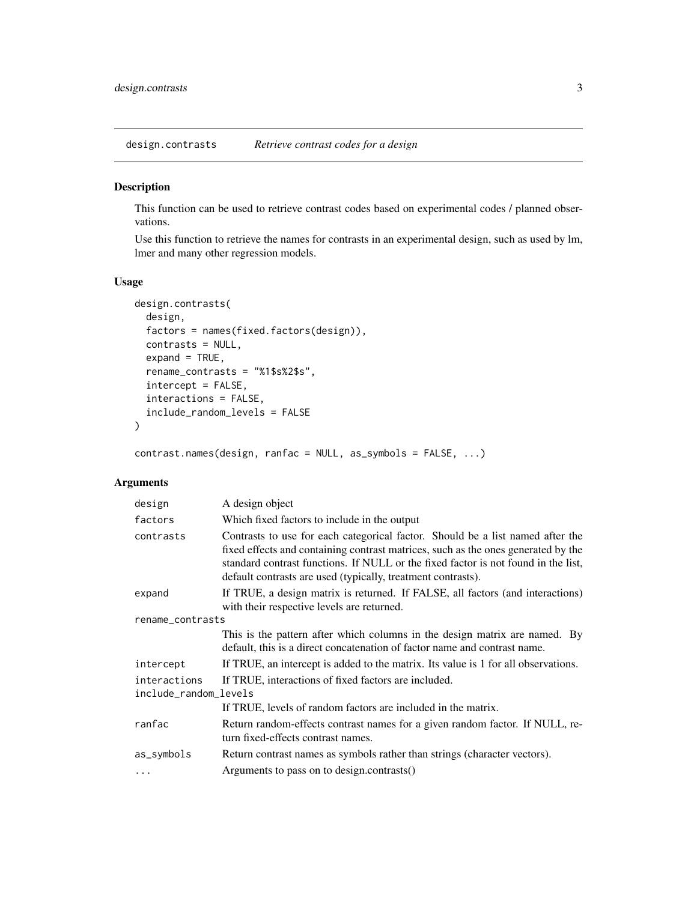# design.contrasts — *Retrieve contrast codes for a design*

## Description

This function can be used to retrieve contrast codes based on experimental codes / planned observations.

Use this function to retrieve the names for contrasts in an experimental design, such as used by lm, lmer and many other regression models.

## Usage

```
design.contrasts(
  design,
  factors = names(fixed.factors(design)),
  contrasts = NULL,
  expand = TRUE,
  rename_contrasts = "%1$s%2$s",
  intercept = FALSE,
  interactions = FALSE,
  include_random_levels = FALSE
)

contrast.names(design, ranfac = NULL, as_symbols = FALSE, ...)
```

## Arguments

| Argument | Description |
| --- | --- |
| `design` | A design object |
| `factors` | Which fixed factors to include in the output |
| `contrasts` | Contrasts to use for each categorical factor. Should be a list named after the fixed effects and containing contrast matrices, such as the ones generated by the standard contrast functions. If NULL or the fixed factor is not found in the list, default contrasts are used (typically, treatment contrasts). |
| `expand` | If TRUE, a design matrix is returned. If FALSE, all factors (and interactions) with their respective levels are returned. |
| `rename_contrasts` | This is the pattern after which columns in the design matrix are named. By default, this is a direct concatenation of factor name and contrast name. |
| `intercept` | If TRUE, an intercept is added to the matrix. Its value is 1 for all observations. |
| `interactions` | If TRUE, interactions of fixed factors are included. |
| `include_random_levels` | If TRUE, levels of random factors are included in the matrix. |
| `ranfac` | Return random-effects contrast names for a given random factor. If NULL, return fixed-effects contrast names. |
| `as_symbols` | Return contrast names as symbols rather than strings (character vectors). |
| `...` | Arguments to pass on to design.contrasts() |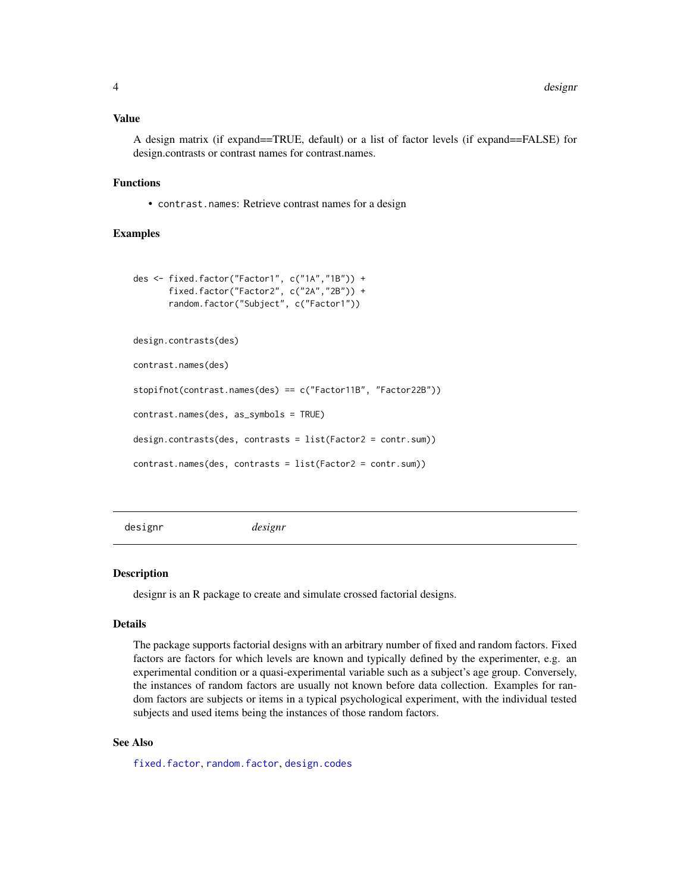## Value

A design matrix (if expand==TRUE, default) or a list of factor levels (if expand==FALSE) for design.contrasts or contrast names for contrast.names.

## Functions

- `contrast.names`: Retrieve contrast names for a design

## Examples

```
des <- fixed.factor("Factor1", c("1A","1B")) +
       fixed.factor("Factor2", c("2A","2B")) +
       random.factor("Subject", c("Factor1"))


design.contrasts(des)

contrast.names(des)

stopifnot(contrast.names(des) == c("Factor11B", "Factor22B"))

contrast.names(des, as_symbols = TRUE)

design.contrasts(des, contrasts = list(Factor2 = contr.sum))

contrast.names(des, contrasts = list(Factor2 = contr.sum))
```

---

# designr *designr*

## Description

designr is an R package to create and simulate crossed factorial designs.

## Details

The package supports factorial designs with an arbitrary number of fixed and random factors. Fixed factors are factors for which levels are known and typically defined by the experimenter, e.g. an experimental condition or a quasi-experimental variable such as a subject's age group. Conversely, the instances of random factors are usually not known before data collection. Examples for random factors are subjects or items in a typical psychological experiment, with the individual tested subjects and used items being the instances of those random factors.

## See Also

`fixed.factor`, `random.factor`, `design.codes`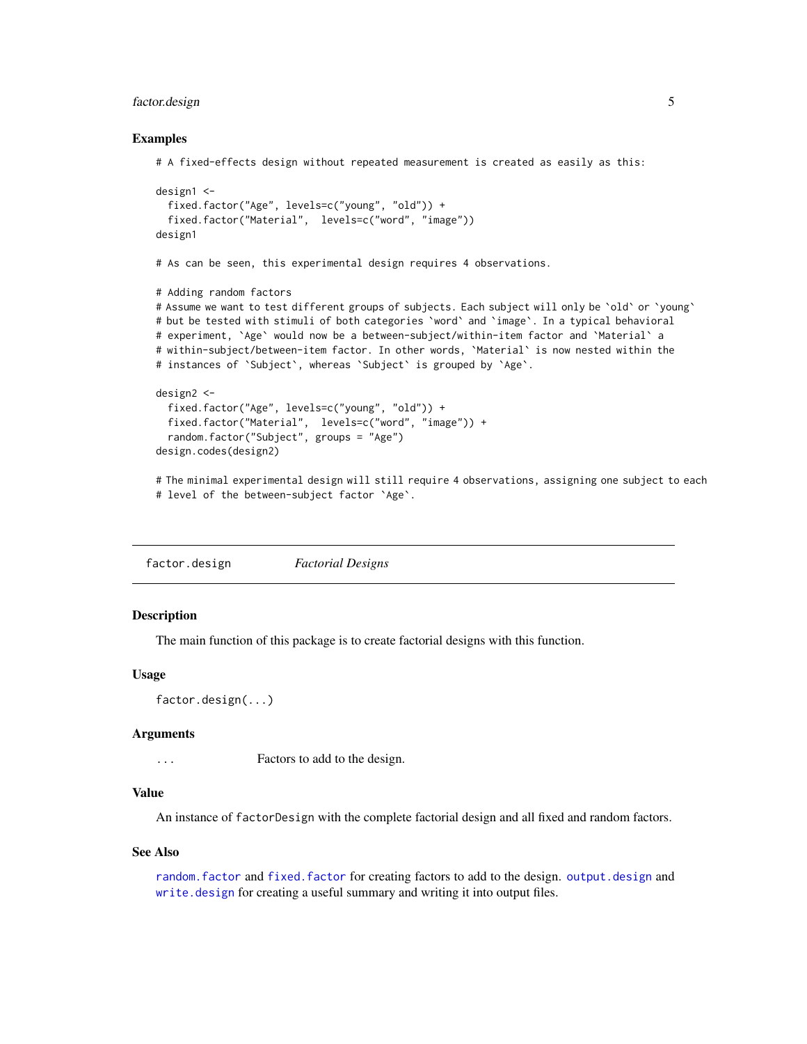### Examples

```
# A fixed-effects design without repeated measurement is created as easily as this:

design1 <-
  fixed.factor("Age", levels=c("young", "old")) +
  fixed.factor("Material",  levels=c("word", "image"))
design1

# As can be seen, this experimental design requires 4 observations.

# Adding random factors
# Assume we want to test different groups of subjects. Each subject will only be `old` or `young`
# but be tested with stimuli of both categories `word` and `image`. In a typical behavioral
# experiment, `Age` would now be a between-subject/within-item factor and `Material` a
# within-subject/between-item factor. In other words, `Material` is now nested within the
# instances of `Subject`, whereas `Subject` is grouped by `Age`.

design2 <-
  fixed.factor("Age", levels=c("young", "old")) +
  fixed.factor("Material",  levels=c("word", "image")) +
  random.factor("Subject", groups = "Age")
design.codes(design2)

# The minimal experimental design will still require 4 observations, assigning one subject to each
# level of the between-subject factor `Age`.
```

---

## factor.design — *Factorial Designs*

### Description

The main function of this package is to create factorial designs with this function.

### Usage

```
factor.design(...)
```

### Arguments

| | |
|---|---|
| `...` | Factors to add to the design. |

### Value

An instance of `factorDesign` with the complete factorial design and all fixed and random factors.

### See Also

`random.factor` and `fixed.factor` for creating factors to add to the design. `output.design` and `write.design` for creating a useful summary and writing it into output files.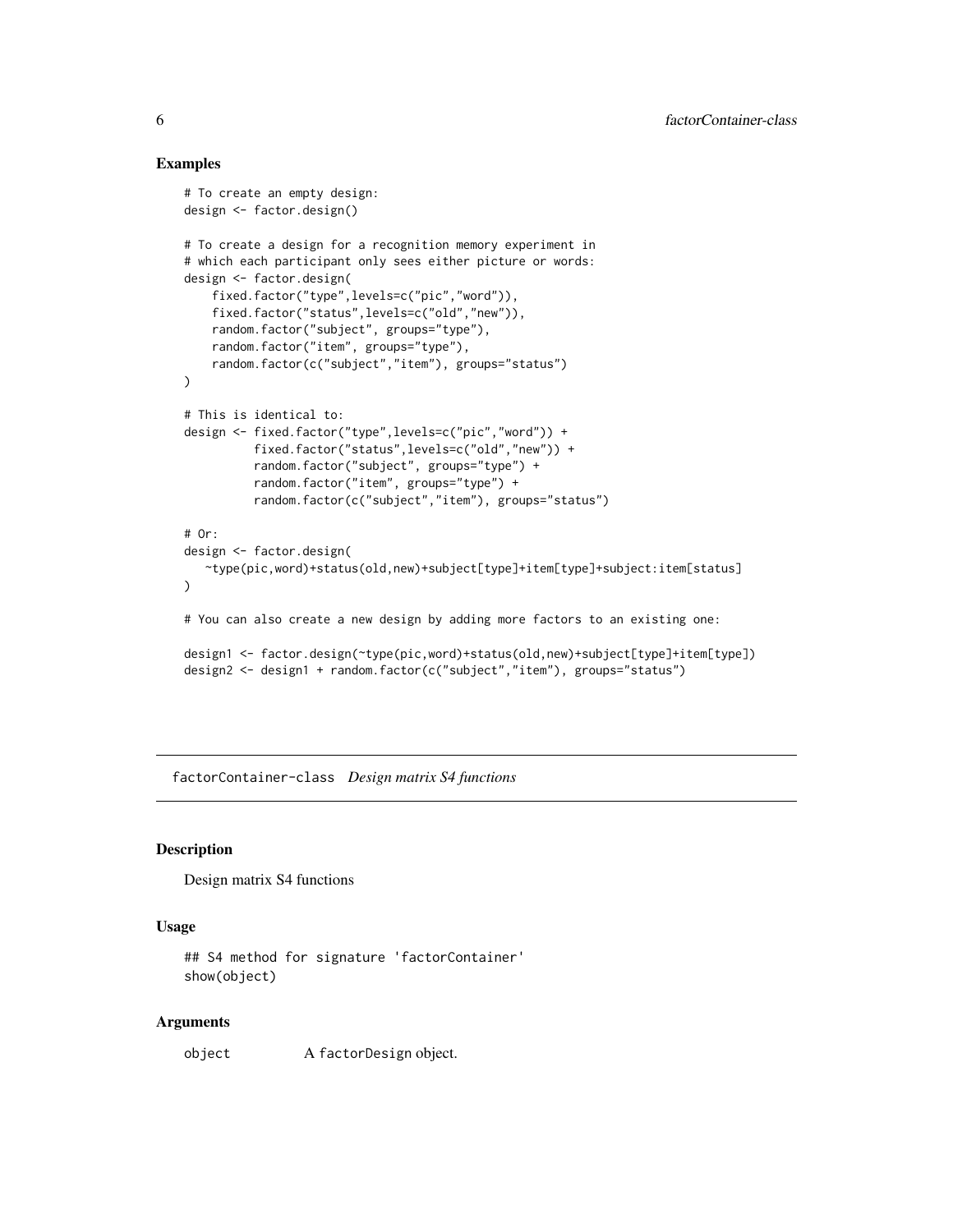## Examples

```
# To create an empty design:
design <- factor.design()

# To create a design for a recognition memory experiment in
# which each participant only sees either picture or words:
design <- factor.design(
    fixed.factor("type",levels=c("pic","word")),
    fixed.factor("status",levels=c("old","new")),
    random.factor("subject", groups="type"),
    random.factor("item", groups="type"),
    random.factor(c("subject","item"), groups="status")
)

# This is identical to:
design <- fixed.factor("type",levels=c("pic","word")) +
          fixed.factor("status",levels=c("old","new")) +
          random.factor("subject", groups="type") +
          random.factor("item", groups="type") +
          random.factor(c("subject","item"), groups="status")

# Or:
design <- factor.design(
   ~type(pic,word)+status(old,new)+subject[type]+item[type]+subject:item[status]
)

# You can also create a new design by adding more factors to an existing one:

design1 <- factor.design(~type(pic,word)+status(old,new)+subject[type]+item[type])
design2 <- design1 + random.factor(c("subject","item"), groups="status")
```

---

# factorContainer-class *Design matrix S4 functions*

---

## Description

Design matrix S4 functions

## Usage

```
## S4 method for signature 'factorContainer'
show(object)
```

## Arguments

| | |
|---|---|
| object | A factorDesign object. |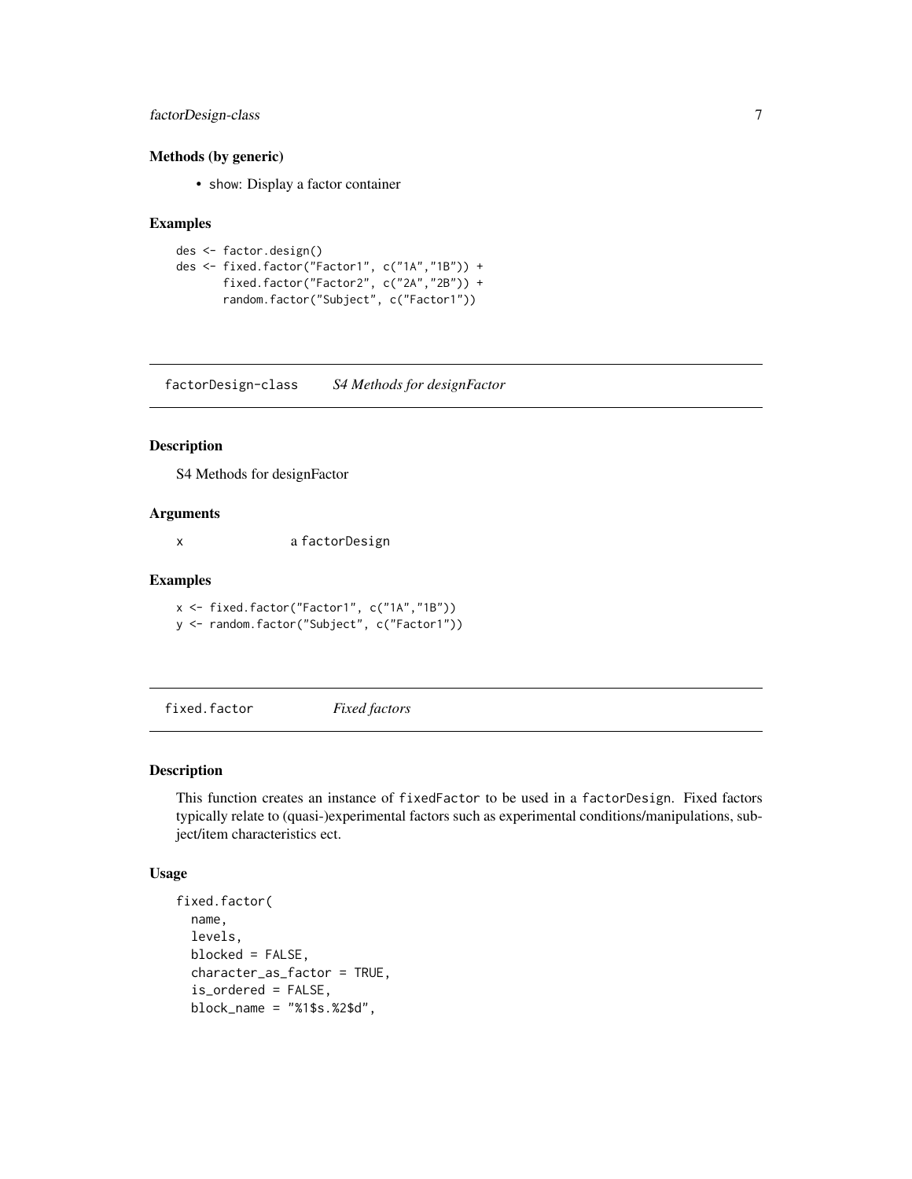### Methods (by generic)

- show: Display a factor container

### Examples

```
des <- factor.design()
des <- fixed.factor("Factor1", c("1A","1B")) +
       fixed.factor("Factor2", c("2A","2B")) +
       random.factor("Subject", c("Factor1"))
```

## factorDesign-class    *S4 Methods for designFactor*

### Description

S4 Methods for designFactor

### Arguments

| | |
|---|---|
| x | a factorDesign |

### Examples

```
x <- fixed.factor("Factor1", c("1A","1B"))
y <- random.factor("Subject", c("Factor1"))
```

## fixed.factor    *Fixed factors*

### Description

This function creates an instance of fixedFactor to be used in a factorDesign. Fixed factors typically relate to (quasi-)experimental factors such as experimental conditions/manipulations, subject/item characteristics ect.

### Usage

```
fixed.factor(
  name,
  levels,
  blocked = FALSE,
  character_as_factor = TRUE,
  is_ordered = FALSE,
  block_name = "%1$s.%2$d",
```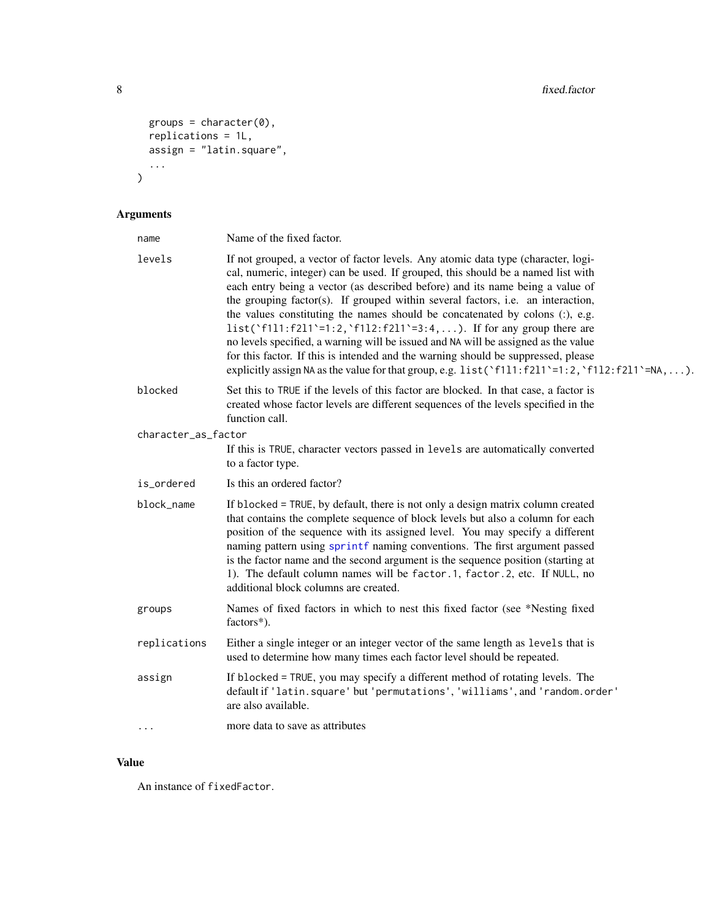```
  groups = character(0),
  replications = 1L,
  assign = "latin.square",
  ...
)
```

## Arguments

| | |
|---|---|
| `name` | Name of the fixed factor. |
| `levels` | If not grouped, a vector of factor levels. Any atomic data type (character, logical, numeric, integer) can be used. If grouped, this should be a named list with each entry being a vector (as described before) and its name being a value of the grouping factor(s). If grouped within several factors, i.e. an interaction, the values constituting the names should be concatenated by colons (:), e.g. ``list(`f1l1:f2l1`=1:2,`f1l2:f2l1`=3:4,...)``. If for any group there are no levels specified, a warning will be issued and `NA` will be assigned as the value for this factor. If this is intended and the warning should be suppressed, please explicitly assign `NA` as the value for that group, e.g. ``list(`f1l1:f2l1`=1:2,`f1l2:f2l1`=NA,...)``. |
| `blocked` | Set this to `TRUE` if the levels of this factor are blocked. In that case, a factor is created whose factor levels are different sequences of the levels specified in the function call. |
| `character_as_factor` | If this is `TRUE`, character vectors passed in `levels` are automatically converted to a factor type. |
| `is_ordered` | Is this an ordered factor? |
| `block_name` | If `blocked = TRUE`, by default, there is not only a design matrix column created that contains the complete sequence of block levels but also a column for each position of the sequence with its assigned level. You may specify a different naming pattern using `sprintf` naming conventions. The first argument passed is the factor name and the second argument is the sequence position (starting at 1). The default column names will be `factor.1`, `factor.2`, etc. If `NULL`, no additional block columns are created. |
| `groups` | Names of fixed factors in which to nest this fixed factor (see *Nesting fixed factors*). |
| `replications` | Either a single integer or an integer vector of the same length as `levels` that is used to determine how many times each factor level should be repeated. |
| `assign` | If `blocked = TRUE`, you may specify a different method of rotating levels. The default if `'latin.square'` but `'permutations'`, `'williams'`, and `'random.order'` are also available. |
| `...` | more data to save as attributes |

## Value

An instance of `fixedFactor`.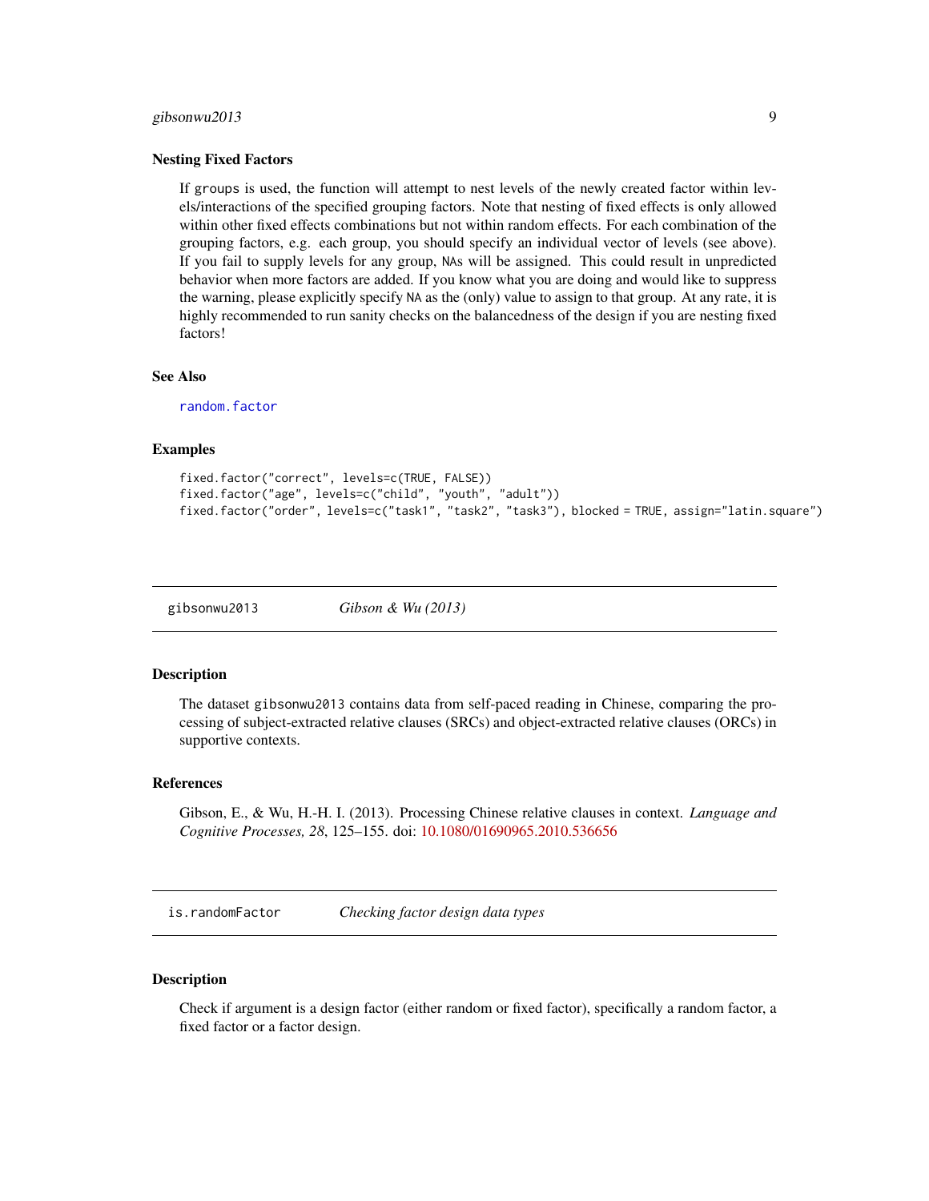### Nesting Fixed Factors

If `groups` is used, the function will attempt to nest levels of the newly created factor within levels/interactions of the specified grouping factors. Note that nesting of fixed effects is only allowed within other fixed effects combinations but not within random effects. For each combination of the grouping factors, e.g. each group, you should specify an individual vector of levels (see above). If you fail to supply levels for any group, `NA`s will be assigned. This could result in unpredicted behavior when more factors are added. If you know what you are doing and would like to suppress the warning, please explicitly specify `NA` as the (only) value to assign to that group. At any rate, it is highly recommended to run sanity checks on the balancedness of the design if you are nesting fixed factors!

### See Also

`random.factor`

### Examples

```
fixed.factor("correct", levels=c(TRUE, FALSE))
fixed.factor("age", levels=c("child", "youth", "adult"))
fixed.factor("order", levels=c("task1", "task2", "task3"), blocked = TRUE, assign="latin.square")
```

---

## gibsonwu2013 *Gibson & Wu (2013)*

### Description

The dataset `gibsonwu2013` contains data from self-paced reading in Chinese, comparing the processing of subject-extracted relative clauses (SRCs) and object-extracted relative clauses (ORCs) in supportive contexts.

### References

Gibson, E., & Wu, H.-H. I. (2013). Processing Chinese relative clauses in context. *Language and Cognitive Processes, 28*, 125–155. doi: 10.1080/01690965.2010.536656

---

## is.randomFactor *Checking factor design data types*

### Description

Check if argument is a design factor (either random or fixed factor), specifically a random factor, a fixed factor or a factor design.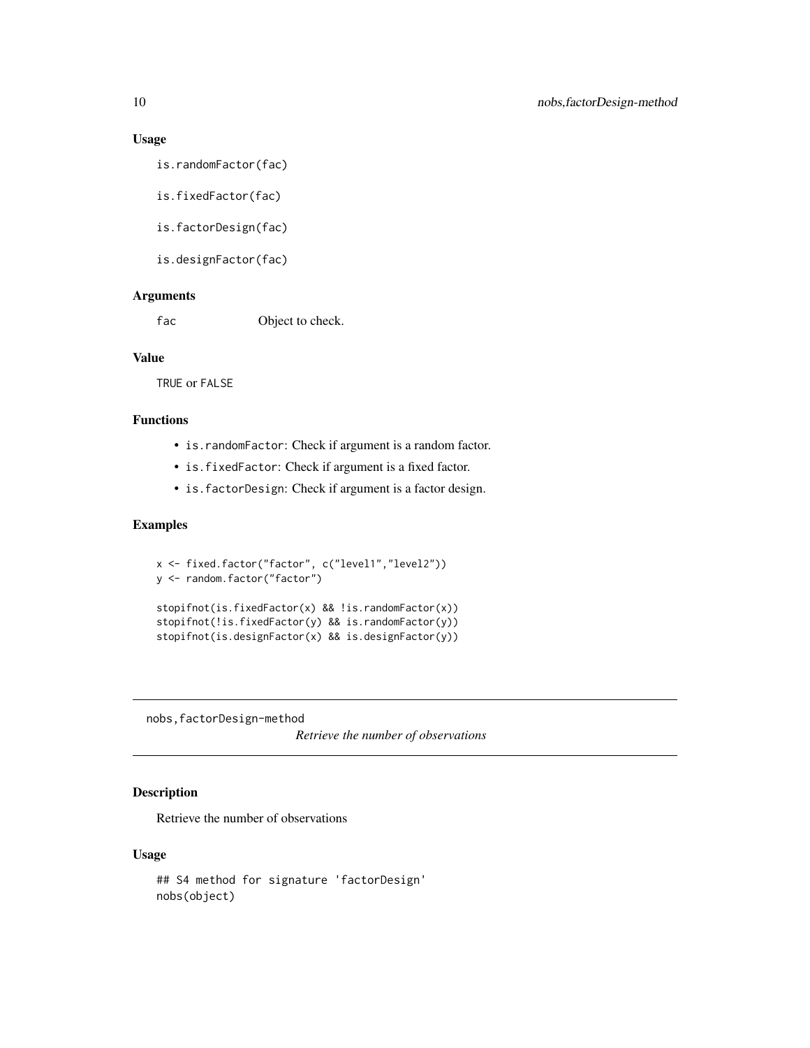## Usage

```
is.randomFactor(fac)

is.fixedFactor(fac)

is.factorDesign(fac)

is.designFactor(fac)
```

## Arguments

`fac`  Object to check.

## Value

TRUE or FALSE

## Functions

- `is.randomFactor`: Check if argument is a random factor.
- `is.fixedFactor`: Check if argument is a fixed factor.
- `is.factorDesign`: Check if argument is a factor design.

## Examples

```
x <- fixed.factor("factor", c("level1","level2"))
y <- random.factor("factor")

stopifnot(is.fixedFactor(x) && !is.randomFactor(x))
stopifnot(!is.fixedFactor(y) && is.randomFactor(y))
stopifnot(is.designFactor(x) && is.designFactor(y))
```

---

# nobs,factorDesign-method

*Retrieve the number of observations*

## Description

Retrieve the number of observations

## Usage

```
## S4 method for signature 'factorDesign'
nobs(object)
```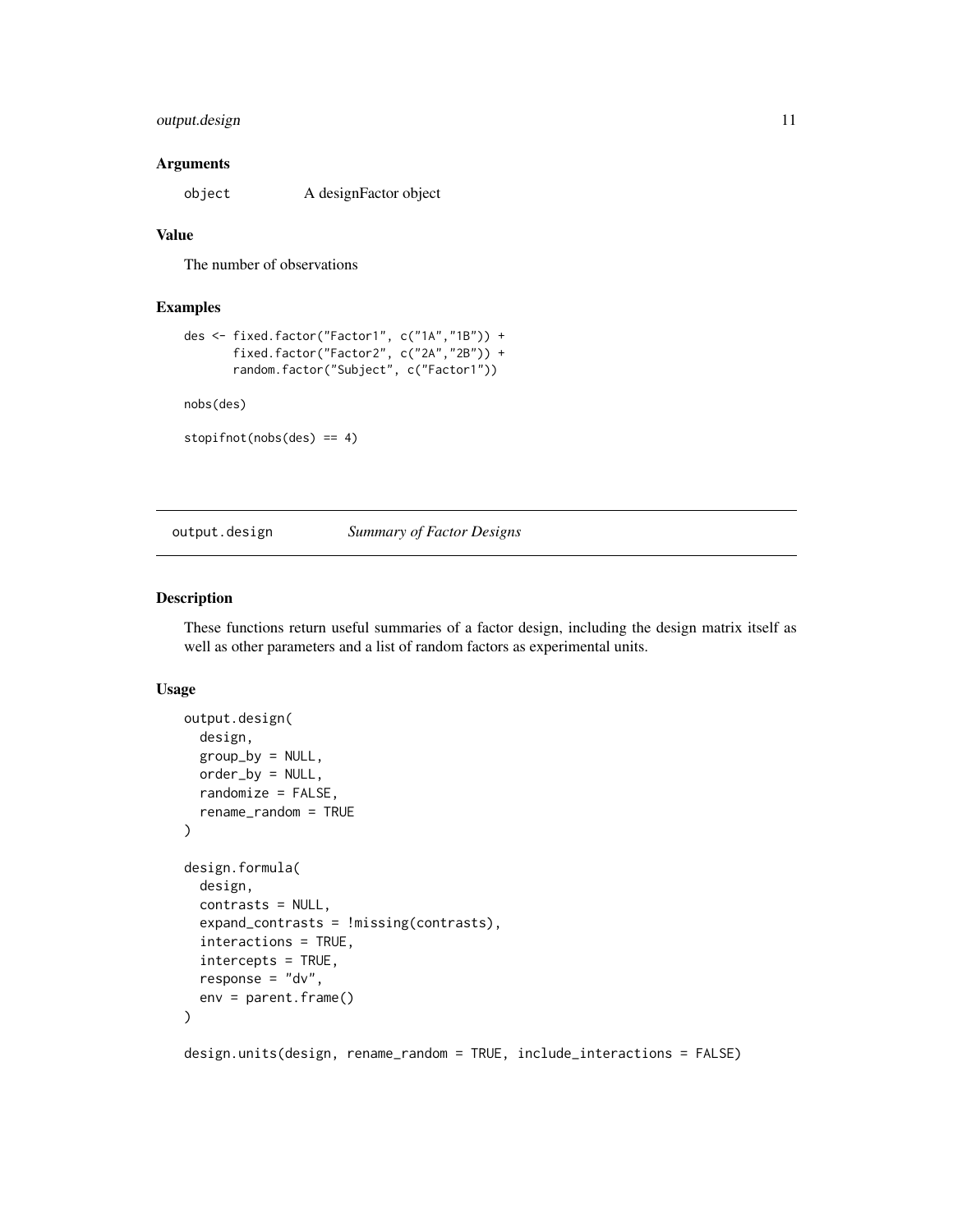### Arguments

object A designFactor object

### Value

The number of observations

### Examples

```
des <- fixed.factor("Factor1", c("1A","1B")) +
       fixed.factor("Factor2", c("2A","2B")) +
       random.factor("Subject", c("Factor1"))

nobs(des)

stopifnot(nobs(des) == 4)
```

---

## output.design *Summary of Factor Designs*

---

### Description

These functions return useful summaries of a factor design, including the design matrix itself as well as other parameters and a list of random factors as experimental units.

### Usage

```
output.design(
  design,
  group_by = NULL,
  order_by = NULL,
  randomize = FALSE,
  rename_random = TRUE
)

design.formula(
  design,
  contrasts = NULL,
  expand_contrasts = !missing(contrasts),
  interactions = TRUE,
  intercepts = TRUE,
  response = "dv",
  env = parent.frame()
)

design.units(design, rename_random = TRUE, include_interactions = FALSE)
```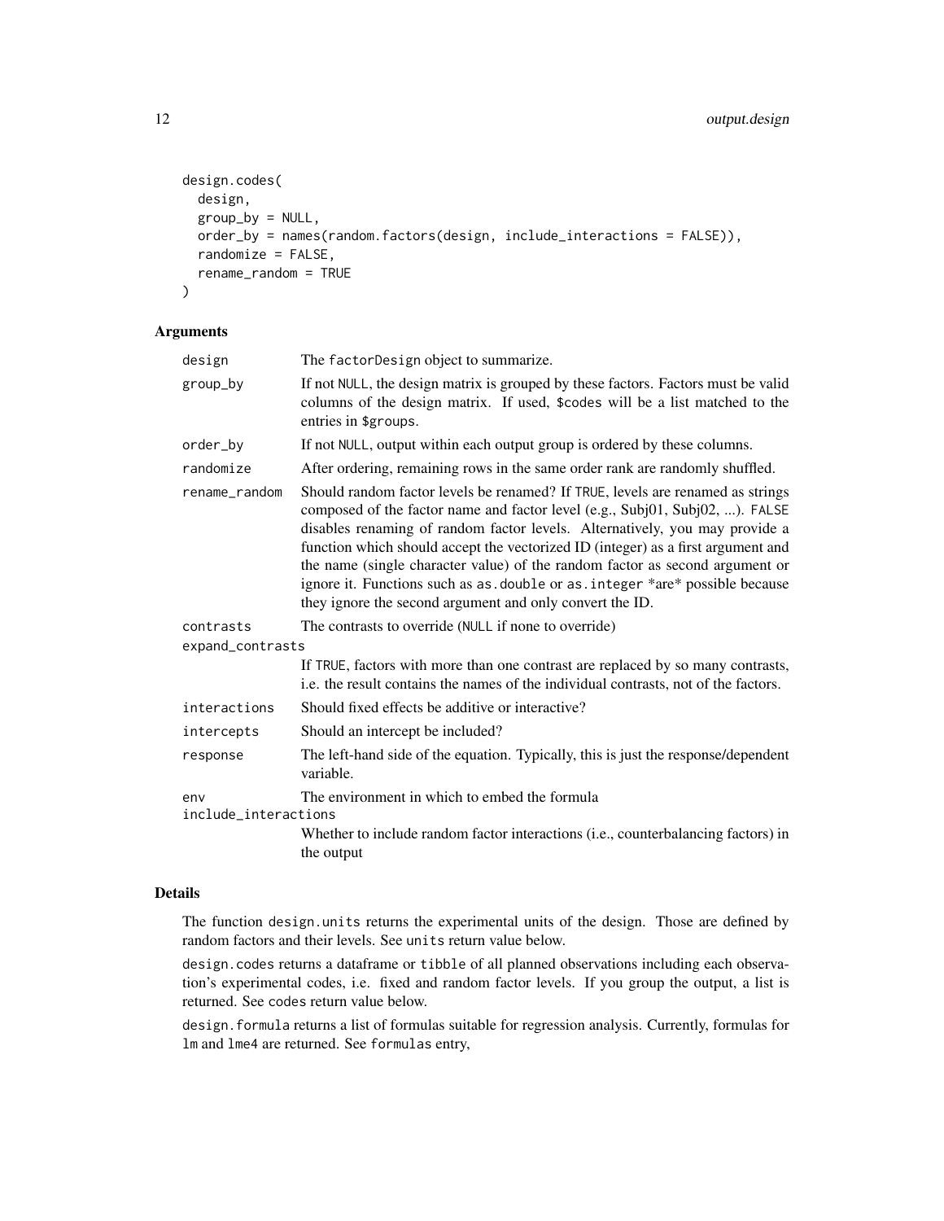```
design.codes(
  design,
  group_by = NULL,
  order_by = names(random.factors(design, include_interactions = FALSE)),
  randomize = FALSE,
  rename_random = TRUE
)
```

## Arguments

| | |
|---|---|
| `design` | The `factorDesign` object to summarize. |
| `group_by` | If not `NULL`, the design matrix is grouped by these factors. Factors must be valid columns of the design matrix. If used, `$codes` will be a list matched to the entries in `$groups`. |
| `order_by` | If not `NULL`, output within each output group is ordered by these columns. |
| `randomize` | After ordering, remaining rows in the same order rank are randomly shuffled. |
| `rename_random` | Should random factor levels be renamed? If `TRUE`, levels are renamed as strings composed of the factor name and factor level (e.g., Subj01, Subj02, ...). `FALSE` disables renaming of random factor levels. Alternatively, you may provide a function which should accept the vectorized ID (integer) as a first argument and the name (single character value) of the random factor as second argument or ignore it. Functions such as `as.double` or `as.integer` *are* possible because they ignore the second argument and only convert the ID. |
| `contrasts` | The contrasts to override (`NULL` if none to override) |
| `expand_contrasts` | If `TRUE`, factors with more than one contrast are replaced by so many contrasts, i.e. the result contains the names of the individual contrasts, not of the factors. |
| `interactions` | Should fixed effects be additive or interactive? |
| `intercepts` | Should an intercept be included? |
| `response` | The left-hand side of the equation. Typically, this is just the response/dependent variable. |
| `env` | The environment in which to embed the formula |
| `include_interactions` | Whether to include random factor interactions (i.e., counterbalancing factors) in the output |

## Details

The function `design.units` returns the experimental units of the design. Those are defined by random factors and their levels. See `units` return value below.

`design.codes` returns a dataframe or `tibble` of all planned observations including each observation's experimental codes, i.e. fixed and random factor levels. If you group the output, a list is returned. See `codes` return value below.

`design.formula` returns a list of formulas suitable for regression analysis. Currently, formulas for `lm` and `lme4` are returned. See `formulas` entry,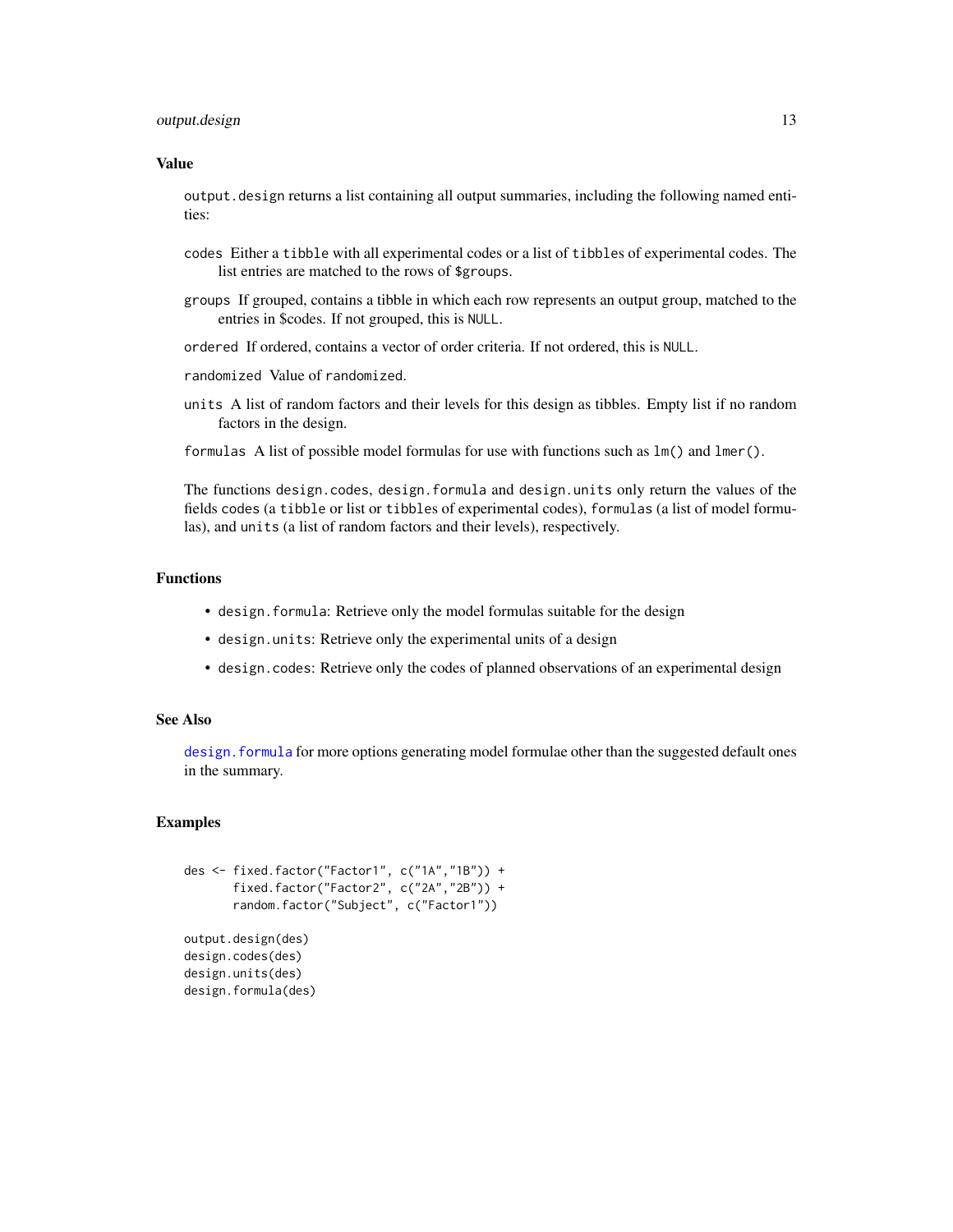### Value

`output.design` returns a list containing all output summaries, including the following named entities:

- `codes` Either a `tibble` with all experimental codes or a list of `tibbles` of experimental codes. The list entries are matched to the rows of `$groups`.
- `groups` If grouped, contains a tibble in which each row represents an output group, matched to the entries in $codes. If not grouped, this is `NULL`.
- `ordered` If ordered, contains a vector of order criteria. If not ordered, this is `NULL`.
- `randomized` Value of `randomized`.
- `units` A list of random factors and their levels for this design as tibbles. Empty list if no random factors in the design.
- `formulas` A list of possible model formulas for use with functions such as `lm()` and `lmer()`.

The functions `design.codes`, `design.formula` and `design.units` only return the values of the fields `codes` (a `tibble` or list or `tibbles` of experimental codes), `formulas` (a list of model formulas), and `units` (a list of random factors and their levels), respectively.

### Functions

- `design.formula`: Retrieve only the model formulas suitable for the design
- `design.units`: Retrieve only the experimental units of a design
- `design.codes`: Retrieve only the codes of planned observations of an experimental design

### See Also

`design.formula` for more options generating model formulae other than the suggested default ones in the summary.

### Examples

```
des <- fixed.factor("Factor1", c("1A","1B")) +
       fixed.factor("Factor2", c("2A","2B")) +
       random.factor("Subject", c("Factor1"))

output.design(des)
design.codes(des)
design.units(des)
design.formula(des)
```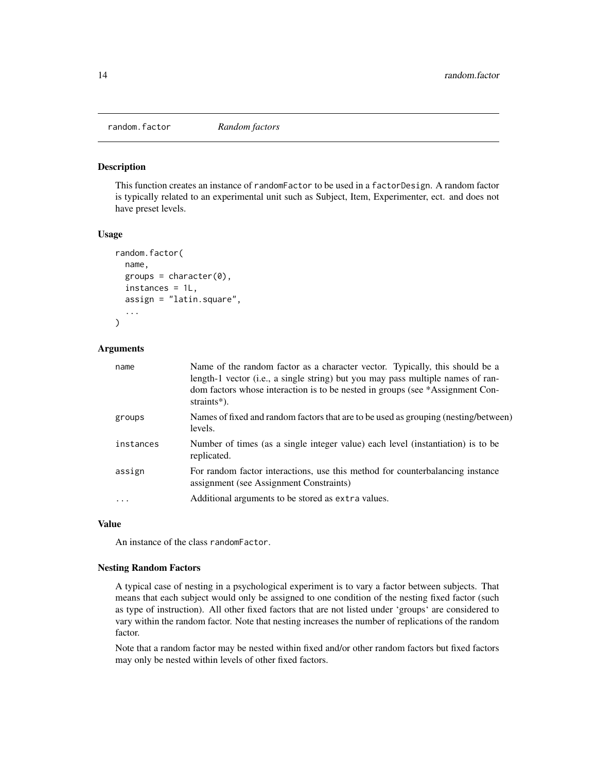random.factor *Random factors*

### Description

This function creates an instance of `randomFactor` to be used in a `factorDesign`. A random factor is typically related to an experimental unit such as Subject, Item, Experimenter, ect. and does not have preset levels.

### Usage

```
random.factor(
  name,
  groups = character(0),
  instances = 1L,
  assign = "latin.square",
  ...
)
```

### Arguments

| | |
|---|---|
| `name` | Name of the random factor as a character vector. Typically, this should be a length-1 vector (i.e., a single string) but you may pass multiple names of random factors whose interaction is to be nested in groups (see *Assignment Constraints*). |
| `groups` | Names of fixed and random factors that are to be used as grouping (nesting/between) levels. |
| `instances` | Number of times (as a single integer value) each level (instantiation) is to be replicated. |
| `assign` | For random factor interactions, use this method for counterbalancing instance assignment (see Assignment Constraints) |
| `...` | Additional arguments to be stored as `extra` values. |

### Value

An instance of the class `randomFactor`.

### Nesting Random Factors

A typical case of nesting in a psychological experiment is to vary a factor between subjects. That means that each subject would only be assigned to one condition of the nesting fixed factor (such as type of instruction). All other fixed factors that are not listed under 'groups' are considered to vary within the random factor. Note that nesting increases the number of replications of the random factor.

Note that a random factor may be nested within fixed and/or other random factors but fixed factors may only be nested within levels of other fixed factors.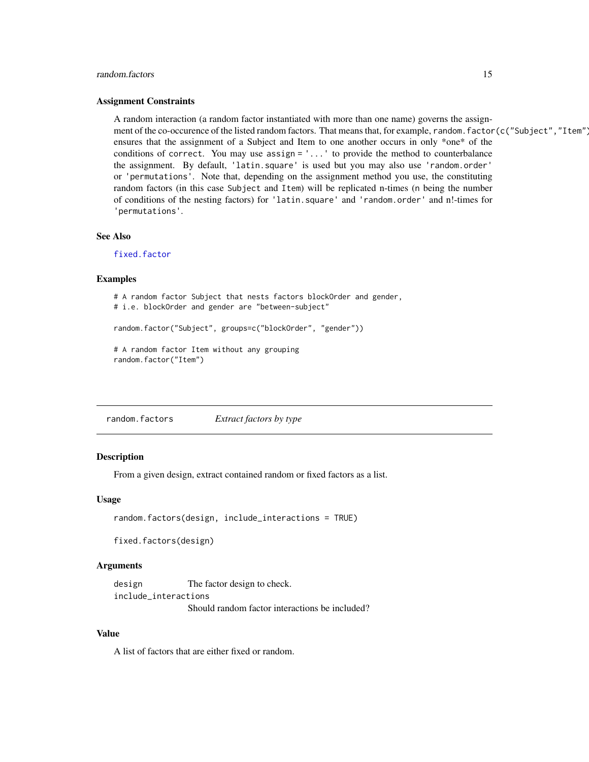### Assignment Constraints

A random interaction (a random factor instantiated with more than one name) governs the assignment of the co-occurence of the listed random factors. That means that, for example, `random.factor(c("Subject","Item"))` ensures that the assignment of a Subject and Item to one another occurs in only *one* of the conditions of `correct`. You may use `assign = '...'` to provide the method to counterbalance the assignment. By default, `'latin.square'` is used but you may also use `'random.order'` or `'permutations'`. Note that, depending on the assignment method you use, the constituting random factors (in this case `Subject` and `Item`) will be replicated n-times (n being the number of conditions of the nesting factors) for `'latin.square'` and `'random.order'` and n!-times for `'permutations'`.

### See Also

`fixed.factor`

### Examples

```
# A random factor Subject that nests factors blockOrder and gender,
# i.e. blockOrder and gender are "between-subject"

random.factor("Subject", groups=c("blockOrder", "gender"))

# A random factor Item without any grouping
random.factor("Item")
```

---

## random.factors *Extract factors by type*

### Description

From a given design, extract contained random or fixed factors as a list.

### Usage

```
random.factors(design, include_interactions = TRUE)

fixed.factors(design)
```

### Arguments

`design` The factor design to check.

`include_interactions` Should random factor interactions be included?

### Value

A list of factors that are either fixed or random.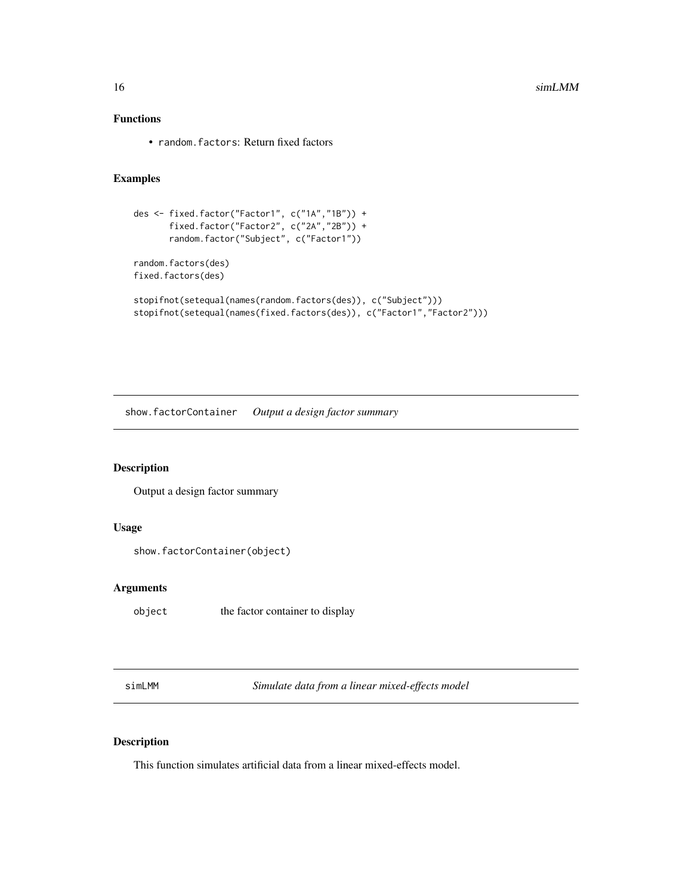### Functions

- random.factors: Return fixed factors

### Examples

```
des <- fixed.factor("Factor1", c("1A","1B")) +
       fixed.factor("Factor2", c("2A","2B")) +
       random.factor("Subject", c("Factor1"))

random.factors(des)
fixed.factors(des)

stopifnot(setequal(names(random.factors(des)), c("Subject")))
stopifnot(setequal(names(fixed.factors(des)), c("Factor1","Factor2")))
```

## show.factorContainer *Output a design factor summary*

### Description

Output a design factor summary

### Usage

```
show.factorContainer(object)
```

### Arguments

| | |
|---|---|
| object | the factor container to display |

## simLMM *Simulate data from a linear mixed-effects model*

### Description

This function simulates artificial data from a linear mixed-effects model.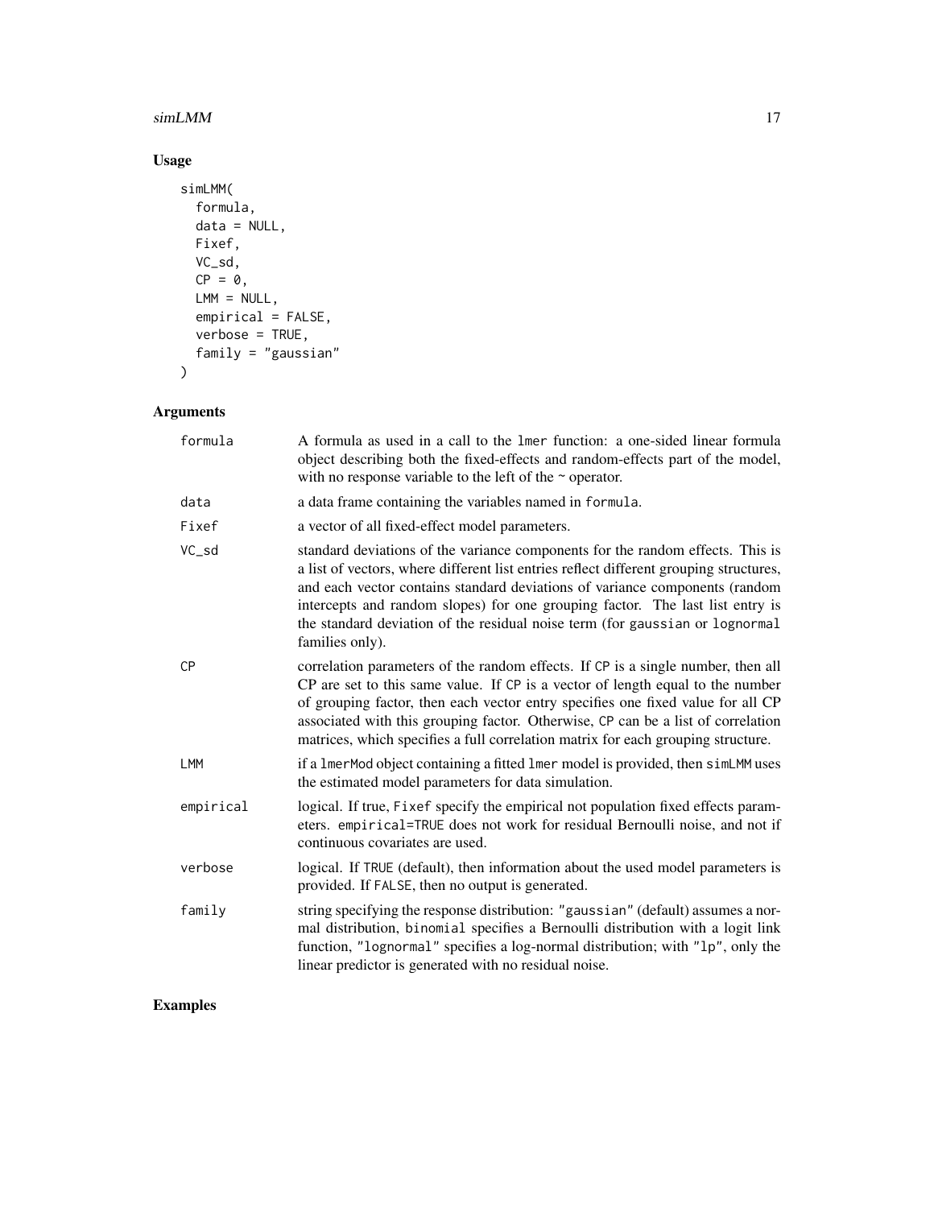## Usage

```
simLMM(
  formula,
  data = NULL,
  Fixef,
  VC_sd,
  CP = 0,
  LMM = NULL,
  empirical = FALSE,
  verbose = TRUE,
  family = "gaussian"
)
```

## Arguments

| | |
|---|---|
| formula | A formula as used in a call to the lmer function: a one-sided linear formula object describing both the fixed-effects and random-effects part of the model, with no response variable to the left of the ~ operator. |
| data | a data frame containing the variables named in formula. |
| Fixef | a vector of all fixed-effect model parameters. |
| VC_sd | standard deviations of the variance components for the random effects. This is a list of vectors, where different list entries reflect different grouping structures, and each vector contains standard deviations of variance components (random intercepts and random slopes) for one grouping factor. The last list entry is the standard deviation of the residual noise term (for gaussian or lognormal families only). |
| CP | correlation parameters of the random effects. If CP is a single number, then all CP are set to this same value. If CP is a vector of length equal to the number of grouping factor, then each vector entry specifies one fixed value for all CP associated with this grouping factor. Otherwise, CP can be a list of correlation matrices, which specifies a full correlation matrix for each grouping structure. |
| LMM | if a lmerMod object containing a fitted lmer model is provided, then simLMM uses the estimated model parameters for data simulation. |
| empirical | logical. If true, Fixef specify the empirical not population fixed effects parameters. empirical=TRUE does not work for residual Bernoulli noise, and not if continuous covariates are used. |
| verbose | logical. If TRUE (default), then information about the used model parameters is provided. If FALSE, then no output is generated. |
| family | string specifying the response distribution: "gaussian" (default) assumes a normal distribution, binomial specifies a Bernoulli distribution with a logit link function, "lognormal" specifies a log-normal distribution; with "lp", only the linear predictor is generated with no residual noise. |

## Examples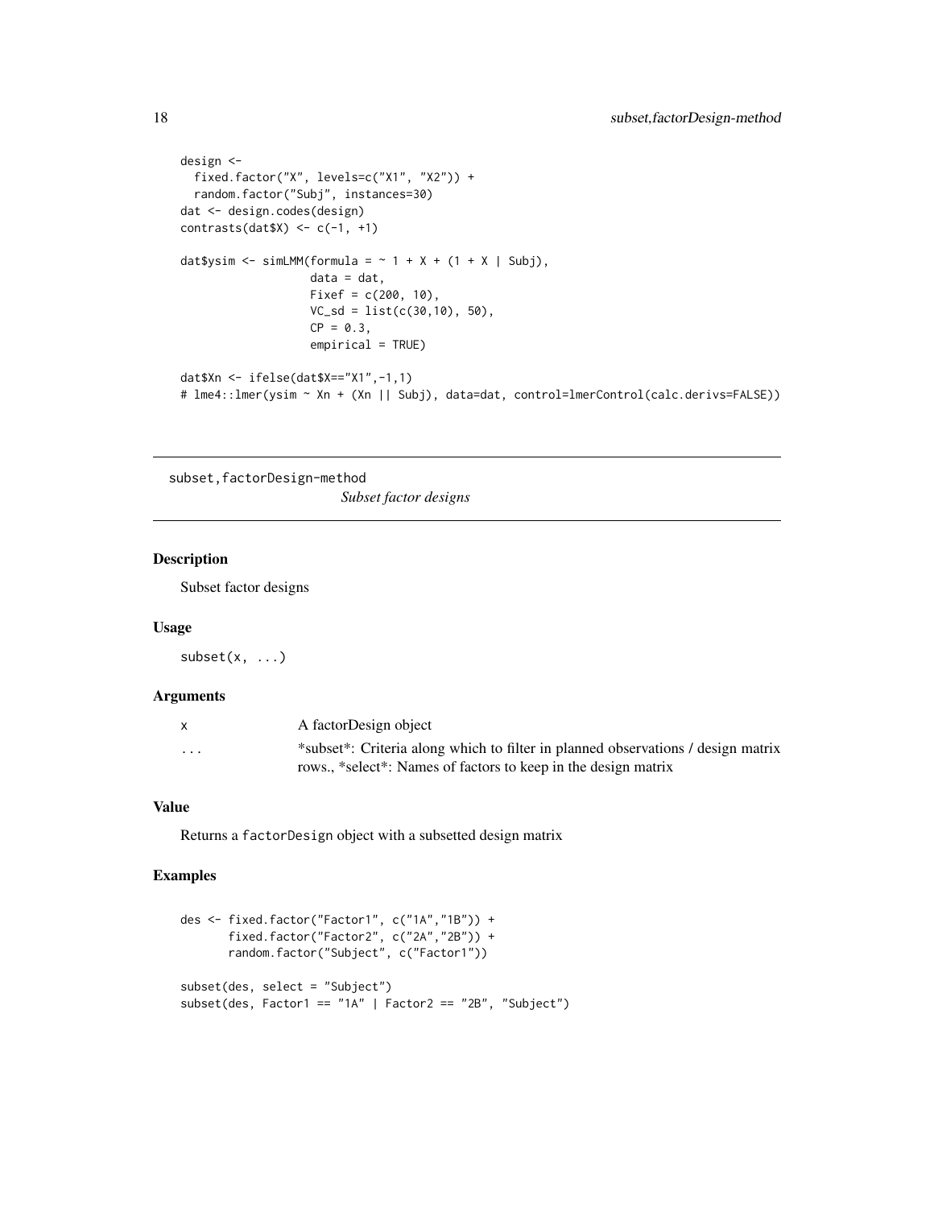```
design <-
  fixed.factor("X", levels=c("X1", "X2")) +
  random.factor("Subj", instances=30)
dat <- design.codes(design)
contrasts(dat$X) <- c(-1, +1)

dat$ysim <- simLMM(formula = ~ 1 + X + (1 + X | Subj),
                   data = dat,
                   Fixef = c(200, 10),
                   VC_sd = list(c(30,10), 50),
                   CP = 0.3,
                   empirical = TRUE)

dat$Xn <- ifelse(dat$X=="X1",-1,1)
# lme4::lmer(ysim ~ Xn + (Xn || Subj), data=dat, control=lmerControl(calc.derivs=FALSE))
```

## subset,factorDesign-method

*Subset factor designs*

### Description

Subset factor designs

### Usage

```
subset(x, ...)
```

### Arguments

| | |
|---|---|
| x | A factorDesign object |
| ... | *subset*: Criteria along which to filter in planned observations / design matrix rows., *select*: Names of factors to keep in the design matrix |

### Value

Returns a `factorDesign` object with a subsetted design matrix

### Examples

```
des <- fixed.factor("Factor1", c("1A","1B")) +
       fixed.factor("Factor2", c("2A","2B")) +
       random.factor("Subject", c("Factor1"))

subset(des, select = "Subject")
subset(des, Factor1 == "1A" | Factor2 == "2B", "Subject")
```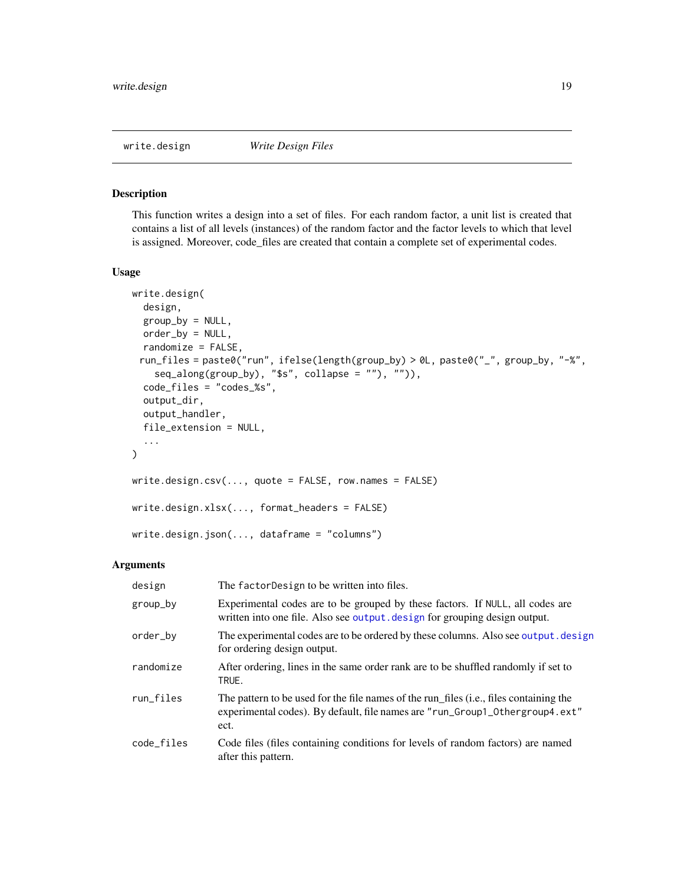## write.design *Write Design Files*

### Description

This function writes a design into a set of files. For each random factor, a unit list is created that contains a list of all levels (instances) of the random factor and the factor levels to which that level is assigned. Moreover, code_files are created that contain a complete set of experimental codes.

### Usage

```
write.design(
  design,
  group_by = NULL,
  order_by = NULL,
  randomize = FALSE,
 run_files = paste0("run", ifelse(length(group_by) > 0L, paste0("_", group_by, "-%",
    seq_along(group_by), "$s", collapse = ""), "")),
  code_files = "codes_%s",
  output_dir,
  output_handler,
  file_extension = NULL,
  ...
)

write.design.csv(..., quote = FALSE, row.names = FALSE)

write.design.xlsx(..., format_headers = FALSE)

write.design.json(..., dataframe = "columns")
```

### Arguments

| | |
|---|---|
| design | The factorDesign to be written into files. |
| group_by | Experimental codes are to be grouped by these factors. If NULL, all codes are written into one file. Also see output.design for grouping design output. |
| order_by | The experimental codes are to be ordered by these columns. Also see output.design for ordering design output. |
| randomize | After ordering, lines in the same order rank are to be shuffled randomly if set to TRUE. |
| run_files | The pattern to be used for the file names of the run_files (i.e., files containing the experimental codes). By default, file names are "run_Group1_Othergroup4.ext" ect. |
| code_files | Code files (files containing conditions for levels of random factors) are named after this pattern. |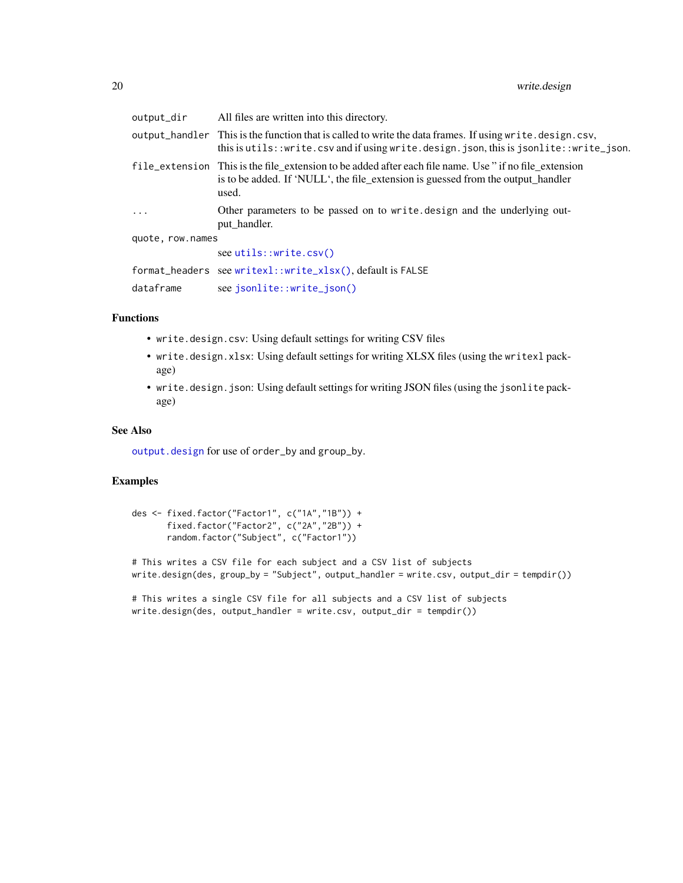| | |
|---|---|
| `output_dir` | All files are written into this directory. |
| `output_handler` | This is the function that is called to write the data frames. If using `write.design.csv`, this is `utils::write.csv` and if using `write.design.json`, this is `jsonlite::write_json`. |
| `file_extension` | This is the file_extension to be added after each file name. Use " if no file_extension is to be added. If 'NULL', the file_extension is guessed from the output_handler used. |
| `...` | Other parameters to be passed on to `write.design` and the underlying output_handler. |
| `quote, row.names` | see `utils::write.csv()` |
| `format_headers` | see `writexl::write_xlsx()`, default is `FALSE` |
| `dataframe` | see `jsonlite::write_json()` |

## Functions

- `write.design.csv`: Using default settings for writing CSV files
- `write.design.xlsx`: Using default settings for writing XLSX files (using the `writexl` package)
- `write.design.json`: Using default settings for writing JSON files (using the `jsonlite` package)

## See Also

`output.design` for use of `order_by` and `group_by`.

## Examples

```
des <- fixed.factor("Factor1", c("1A","1B")) +
       fixed.factor("Factor2", c("2A","2B")) +
       random.factor("Subject", c("Factor1"))

# This writes a CSV file for each subject and a CSV list of subjects
write.design(des, group_by = "Subject", output_handler = write.csv, output_dir = tempdir())

# This writes a single CSV file for all subjects and a CSV list of subjects
write.design(des, output_handler = write.csv, output_dir = tempdir())
```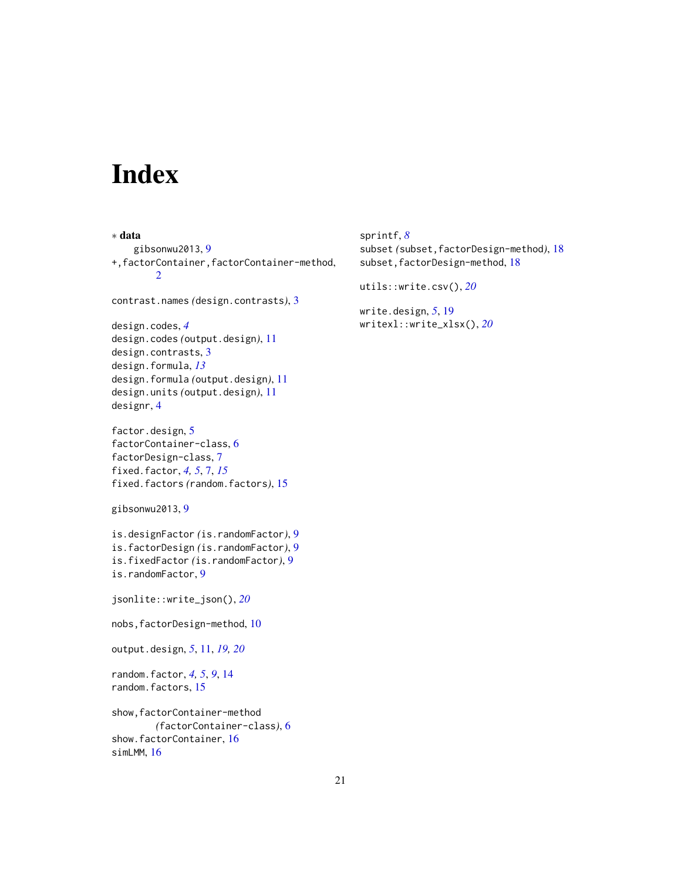# Index

∗ **data**

gibsonwu2013, 9

+,factorContainer,factorContainer-method, 2

contrast.names *(*design.contrasts*)*, 3

design.codes, *4*
design.codes *(*output.design*)*, 11
design.contrasts, 3
design.formula, *13*
design.formula *(*output.design*)*, 11
design.units *(*output.design*)*, 11
designr, 4

factor.design, 5
factorContainer-class, 6
factorDesign-class, 7
fixed.factor, *4, 5*, 7, *15*
fixed.factors *(*random.factors*)*, 15

gibsonwu2013, 9

is.designFactor *(*is.randomFactor*)*, 9
is.factorDesign *(*is.randomFactor*)*, 9
is.fixedFactor *(*is.randomFactor*)*, 9
is.randomFactor, 9

jsonlite::write_json(), *20*

nobs,factorDesign-method, 10

output.design, *5*, 11, *19, 20*

random.factor, *4, 5*, *9*, 14
random.factors, 15

show,factorContainer-method *(*factorContainer-class*)*, 6
show.factorContainer, 16
simLMM, 16
sprintf, *8*
subset *(*subset,factorDesign-method*)*, 18
subset,factorDesign-method, 18

utils::write.csv(), *20*

write.design, *5*, 19
writexl::write_xlsx(), *20*